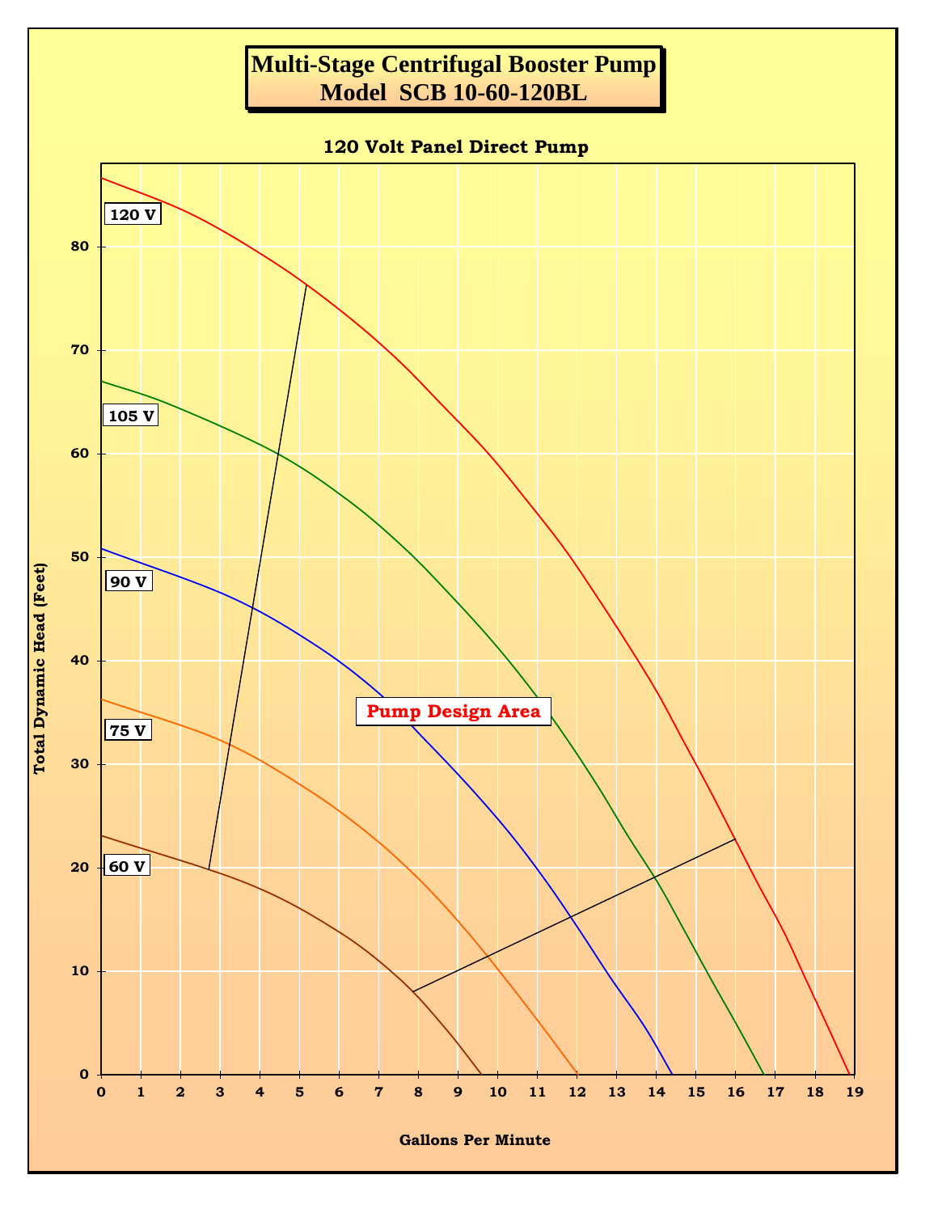# Multi-Stage Centrifugal Booster Pump
# Model SCB 10-60-120BL

**120 Volt Panel Direct Pump**

Total Dynamic Head (Feet)

120 V

105 V

90 V

75 V

60 V

Pump Design Area

Gallons Per Minute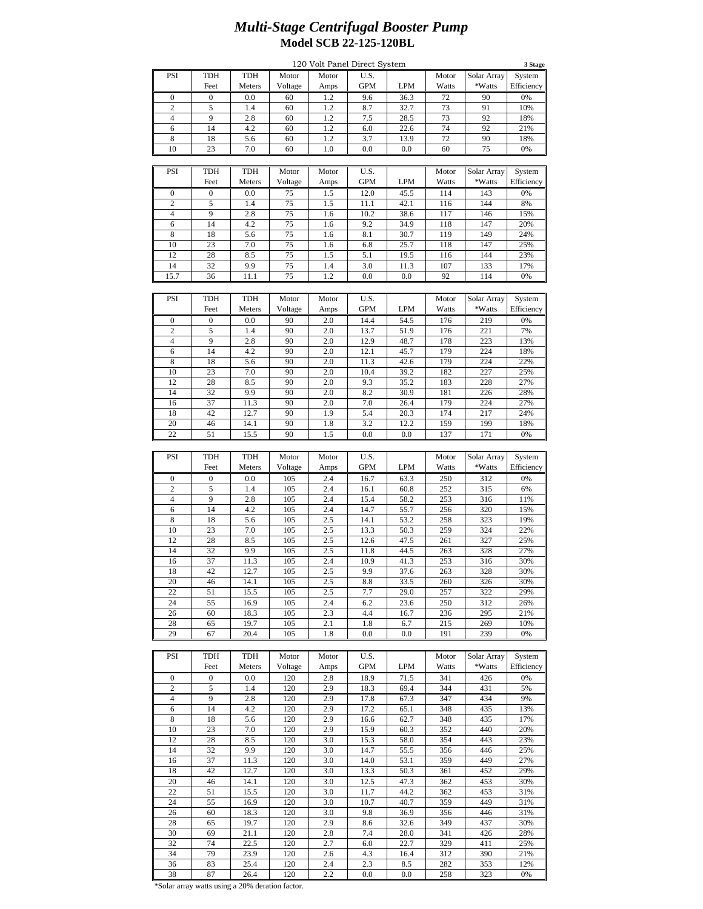# *Multi-Stage Centrifugal Booster Pump*

## Model SCB 22-125-120BL

120 Volt Panel Direct System

**3 Stage**

| PSI | TDH Feet | TDH Meters | Motor Voltage | Motor Amps | U.S. GPM | LPM | Motor Watts | Solar Array *Watts | System Efficiency |
|---|---|---|---|---|---|---|---|---|---|
| 0 | 0 | 0.0 | 60 | 1.2 | 9.6 | 36.3 | 72 | 90 | 0% |
| 2 | 5 | 1.4 | 60 | 1.2 | 8.7 | 32.7 | 73 | 91 | 10% |
| 4 | 9 | 2.8 | 60 | 1.2 | 7.5 | 28.5 | 73 | 92 | 18% |
| 6 | 14 | 4.2 | 60 | 1.2 | 6.0 | 22.6 | 74 | 92 | 21% |
| 8 | 18 | 5.6 | 60 | 1.2 | 3.7 | 13.9 | 72 | 90 | 18% |
| 10 | 23 | 7.0 | 60 | 1.0 | 0.0 | 0.0 | 60 | 75 | 0% |

| PSI | TDH Feet | TDH Meters | Motor Voltage | Motor Amps | U.S. GPM | LPM | Motor Watts | Solar Array *Watts | System Efficiency |
|---|---|---|---|---|---|---|---|---|---|
| 0 | 0 | 0.0 | 75 | 1.5 | 12.0 | 45.5 | 114 | 143 | 0% |
| 2 | 5 | 1.4 | 75 | 1.5 | 11.1 | 42.1 | 116 | 144 | 8% |
| 4 | 9 | 2.8 | 75 | 1.6 | 10.2 | 38.6 | 117 | 146 | 15% |
| 6 | 14 | 4.2 | 75 | 1.6 | 9.2 | 34.9 | 118 | 147 | 20% |
| 8 | 18 | 5.6 | 75 | 1.6 | 8.1 | 30.7 | 119 | 149 | 24% |
| 10 | 23 | 7.0 | 75 | 1.6 | 6.8 | 25.7 | 118 | 147 | 25% |
| 12 | 28 | 8.5 | 75 | 1.5 | 5.1 | 19.5 | 116 | 144 | 23% |
| 14 | 32 | 9.9 | 75 | 1.4 | 3.0 | 11.3 | 107 | 133 | 17% |
| 15.7 | 36 | 11.1 | 75 | 1.2 | 0.0 | 0.0 | 92 | 114 | 0% |

| PSI | TDH Feet | TDH Meters | Motor Voltage | Motor Amps | U.S. GPM | LPM | Motor Watts | Solar Array *Watts | System Efficiency |
|---|---|---|---|---|---|---|---|---|---|
| 0 | 0 | 0.0 | 90 | 2.0 | 14.4 | 54.5 | 176 | 219 | 0% |
| 2 | 5 | 1.4 | 90 | 2.0 | 13.7 | 51.9 | 176 | 221 | 7% |
| 4 | 9 | 2.8 | 90 | 2.0 | 12.9 | 48.7 | 178 | 223 | 13% |
| 6 | 14 | 4.2 | 90 | 2.0 | 12.1 | 45.7 | 179 | 224 | 18% |
| 8 | 18 | 5.6 | 90 | 2.0 | 11.3 | 42.6 | 179 | 224 | 22% |
| 10 | 23 | 7.0 | 90 | 2.0 | 10.4 | 39.2 | 182 | 227 | 25% |
| 12 | 28 | 8.5 | 90 | 2.0 | 9.3 | 35.2 | 183 | 228 | 27% |
| 14 | 32 | 9.9 | 90 | 2.0 | 8.2 | 30.9 | 181 | 226 | 28% |
| 16 | 37 | 11.3 | 90 | 2.0 | 7.0 | 26.4 | 179 | 224 | 27% |
| 18 | 42 | 12.7 | 90 | 1.9 | 5.4 | 20.3 | 174 | 217 | 24% |
| 20 | 46 | 14.1 | 90 | 1.8 | 3.2 | 12.2 | 159 | 199 | 18% |
| 22 | 51 | 15.5 | 90 | 1.5 | 0.0 | 0.0 | 137 | 171 | 0% |

| PSI | TDH Feet | TDH Meters | Motor Voltage | Motor Amps | U.S. GPM | LPM | Motor Watts | Solar Array *Watts | System Efficiency |
|---|---|---|---|---|---|---|---|---|---|
| 0 | 0 | 0.0 | 105 | 2.4 | 16.7 | 63.3 | 250 | 312 | 0% |
| 2 | 5 | 1.4 | 105 | 2.4 | 16.1 | 60.8 | 252 | 315 | 6% |
| 4 | 9 | 2.8 | 105 | 2.4 | 15.4 | 58.2 | 253 | 316 | 11% |
| 6 | 14 | 4.2 | 105 | 2.4 | 14.7 | 55.7 | 256 | 320 | 15% |
| 8 | 18 | 5.6 | 105 | 2.5 | 14.1 | 53.2 | 258 | 323 | 19% |
| 10 | 23 | 7.0 | 105 | 2.5 | 13.3 | 50.3 | 259 | 324 | 22% |
| 12 | 28 | 8.5 | 105 | 2.5 | 12.6 | 47.5 | 261 | 327 | 25% |
| 14 | 32 | 9.9 | 105 | 2.5 | 11.8 | 44.5 | 263 | 328 | 27% |
| 16 | 37 | 11.3 | 105 | 2.4 | 10.9 | 41.3 | 253 | 316 | 30% |
| 18 | 42 | 12.7 | 105 | 2.5 | 9.9 | 37.6 | 263 | 328 | 30% |
| 20 | 46 | 14.1 | 105 | 2.5 | 8.8 | 33.5 | 260 | 326 | 30% |
| 22 | 51 | 15.5 | 105 | 2.5 | 7.7 | 29.0 | 257 | 322 | 29% |
| 24 | 55 | 16.9 | 105 | 2.4 | 6.2 | 23.6 | 250 | 312 | 26% |
| 26 | 60 | 18.3 | 105 | 2.3 | 4.4 | 16.7 | 236 | 295 | 21% |
| 28 | 65 | 19.7 | 105 | 2.1 | 1.8 | 6.7 | 215 | 269 | 10% |
| 29 | 67 | 20.4 | 105 | 1.8 | 0.0 | 0.0 | 191 | 239 | 0% |

| PSI | TDH Feet | TDH Meters | Motor Voltage | Motor Amps | U.S. GPM | LPM | Motor Watts | Solar Array *Watts | System Efficiency |
|---|---|---|---|---|---|---|---|---|---|
| 0 | 0 | 0.0 | 120 | 2.8 | 18.9 | 71.5 | 341 | 426 | 0% |
| 2 | 5 | 1.4 | 120 | 2.9 | 18.3 | 69.4 | 344 | 431 | 5% |
| 4 | 9 | 2.8 | 120 | 2.9 | 17.8 | 67.3 | 347 | 434 | 9% |
| 6 | 14 | 4.2 | 120 | 2.9 | 17.2 | 65.1 | 348 | 435 | 13% |
| 8 | 18 | 5.6 | 120 | 2.9 | 16.6 | 62.7 | 348 | 435 | 17% |
| 10 | 23 | 7.0 | 120 | 2.9 | 15.9 | 60.3 | 352 | 440 | 20% |
| 12 | 28 | 8.5 | 120 | 3.0 | 15.3 | 58.0 | 354 | 443 | 23% |
| 14 | 32 | 9.9 | 120 | 3.0 | 14.7 | 55.5 | 356 | 446 | 25% |
| 16 | 37 | 11.3 | 120 | 3.0 | 14.0 | 53.1 | 359 | 449 | 27% |
| 18 | 42 | 12.7 | 120 | 3.0 | 13.3 | 50.3 | 361 | 452 | 29% |
| 20 | 46 | 14.1 | 120 | 3.0 | 12.5 | 47.3 | 362 | 453 | 30% |
| 22 | 51 | 15.5 | 120 | 3.0 | 11.7 | 44.2 | 362 | 453 | 31% |
| 24 | 55 | 16.9 | 120 | 3.0 | 10.7 | 40.7 | 359 | 449 | 31% |
| 26 | 60 | 18.3 | 120 | 3.0 | 9.8 | 36.9 | 356 | 446 | 31% |
| 28 | 65 | 19.7 | 120 | 2.9 | 8.6 | 32.6 | 349 | 437 | 30% |
| 30 | 69 | 21.1 | 120 | 2.8 | 7.4 | 28.0 | 341 | 426 | 28% |
| 32 | 74 | 22.5 | 120 | 2.7 | 6.0 | 22.7 | 329 | 411 | 25% |
| 34 | 79 | 23.9 | 120 | 2.6 | 4.3 | 16.4 | 312 | 390 | 21% |
| 36 | 83 | 25.4 | 120 | 2.4 | 2.3 | 8.5 | 282 | 353 | 12% |
| 38 | 87 | 26.4 | 120 | 2.2 | 0.0 | 0.0 | 258 | 323 | 0% |

*Solar array watts using a 20% deration factor.